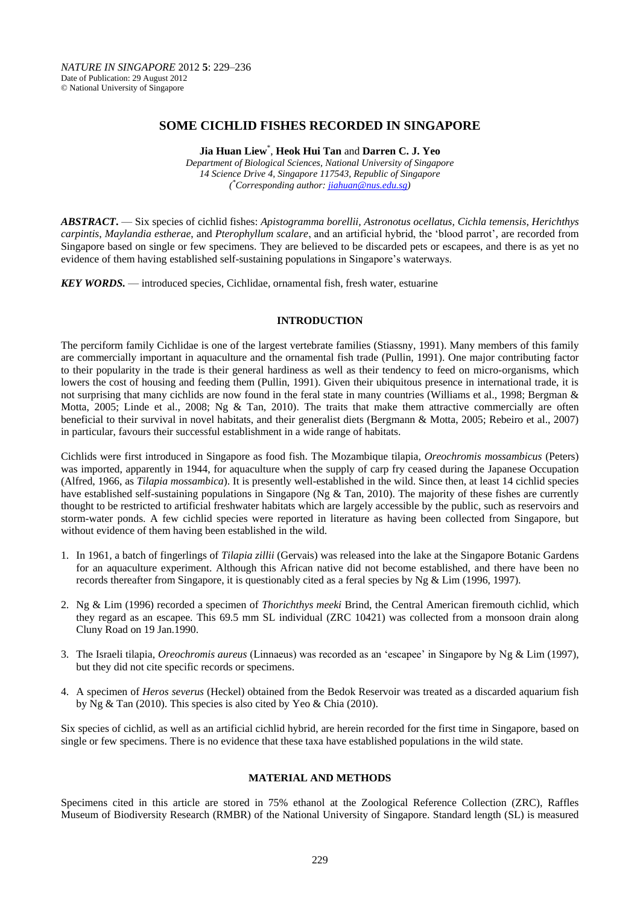*NATURE IN SINGAPORE* 2012 **5**: 229–236
Date of Publication: 29 August 2012
© National University of Singapore

# SOME CICHLID FISHES RECORDED IN SINGAPORE

**Jia Huan Liew**[*], **Heok Hui Tan** and **Darren C. J. Yeo**

*Department of Biological Sciences, National University of Singapore*
*14 Science Drive 4, Singapore 117543, Republic of Singapore*
*([*]Corresponding author: jiahuan@nus.edu.sg)*

***ABSTRACT.*** — Six species of cichlid fishes: *Apistogramma borellii, Astronotus ocellatus, Cichla temensis, Herichthys carpintis, Maylandia estherae,* and *Pterophyllum scalare*, and an artificial hybrid, the 'blood parrot', are recorded from Singapore based on single or few specimens. They are believed to be discarded pets or escapees, and there is as yet no evidence of them having established self-sustaining populations in Singapore's waterways.

***KEY WORDS.*** — introduced species, Cichlidae, ornamental fish, fresh water, estuarine

## INTRODUCTION

The perciform family Cichlidae is one of the largest vertebrate families (Stiassny, 1991). Many members of this family are commercially important in aquaculture and the ornamental fish trade (Pullin, 1991). One major contributing factor to their popularity in the trade is their general hardiness as well as their tendency to feed on micro-organisms, which lowers the cost of housing and feeding them (Pullin, 1991). Given their ubiquitous presence in international trade, it is not surprising that many cichlids are now found in the feral state in many countries (Williams et al., 1998; Bergman & Motta, 2005; Linde et al., 2008; Ng & Tan, 2010). The traits that make them attractive commercially are often beneficial to their survival in novel habitats, and their generalist diets (Bergmann & Motta, 2005; Rebeiro et al., 2007) in particular, favours their successful establishment in a wide range of habitats.

Cichlids were first introduced in Singapore as food fish. The Mozambique tilapia, *Oreochromis mossambicus* (Peters) was imported, apparently in 1944, for aquaculture when the supply of carp fry ceased during the Japanese Occupation (Alfred, 1966, as *Tilapia mossambica*). It is presently well-established in the wild. Since then, at least 14 cichlid species have established self-sustaining populations in Singapore (Ng & Tan, 2010). The majority of these fishes are currently thought to be restricted to artificial freshwater habitats which are largely accessible by the public, such as reservoirs and storm-water ponds. A few cichlid species were reported in literature as having been collected from Singapore, but without evidence of them having been established in the wild.

1. In 1961, a batch of fingerlings of *Tilapia zillii* (Gervais) was released into the lake at the Singapore Botanic Gardens for an aquaculture experiment. Although this African native did not become established, and there have been no records thereafter from Singapore, it is questionably cited as a feral species by Ng & Lim (1996, 1997).
2. Ng & Lim (1996) recorded a specimen of *Thorichthys meeki* Brind, the Central American firemouth cichlid, which they regard as an escapee. This 69.5 mm SL individual (ZRC 10421) was collected from a monsoon drain along Cluny Road on 19 Jan.1990.
3. The Israeli tilapia, *Oreochromis aureus* (Linnaeus) was recorded as an 'escapee' in Singapore by Ng & Lim (1997), but they did not cite specific records or specimens.
4. A specimen of *Heros severus* (Heckel) obtained from the Bedok Reservoir was treated as a discarded aquarium fish by Ng & Tan (2010). This species is also cited by Yeo & Chia (2010).

Six species of cichlid, as well as an artificial cichlid hybrid, are herein recorded for the first time in Singapore, based on single or few specimens. There is no evidence that these taxa have established populations in the wild state.

## MATERIAL AND METHODS

Specimens cited in this article are stored in 75% ethanol at the Zoological Reference Collection (ZRC), Raffles Museum of Biodiversity Research (RMBR) of the National University of Singapore. Standard length (SL) is measured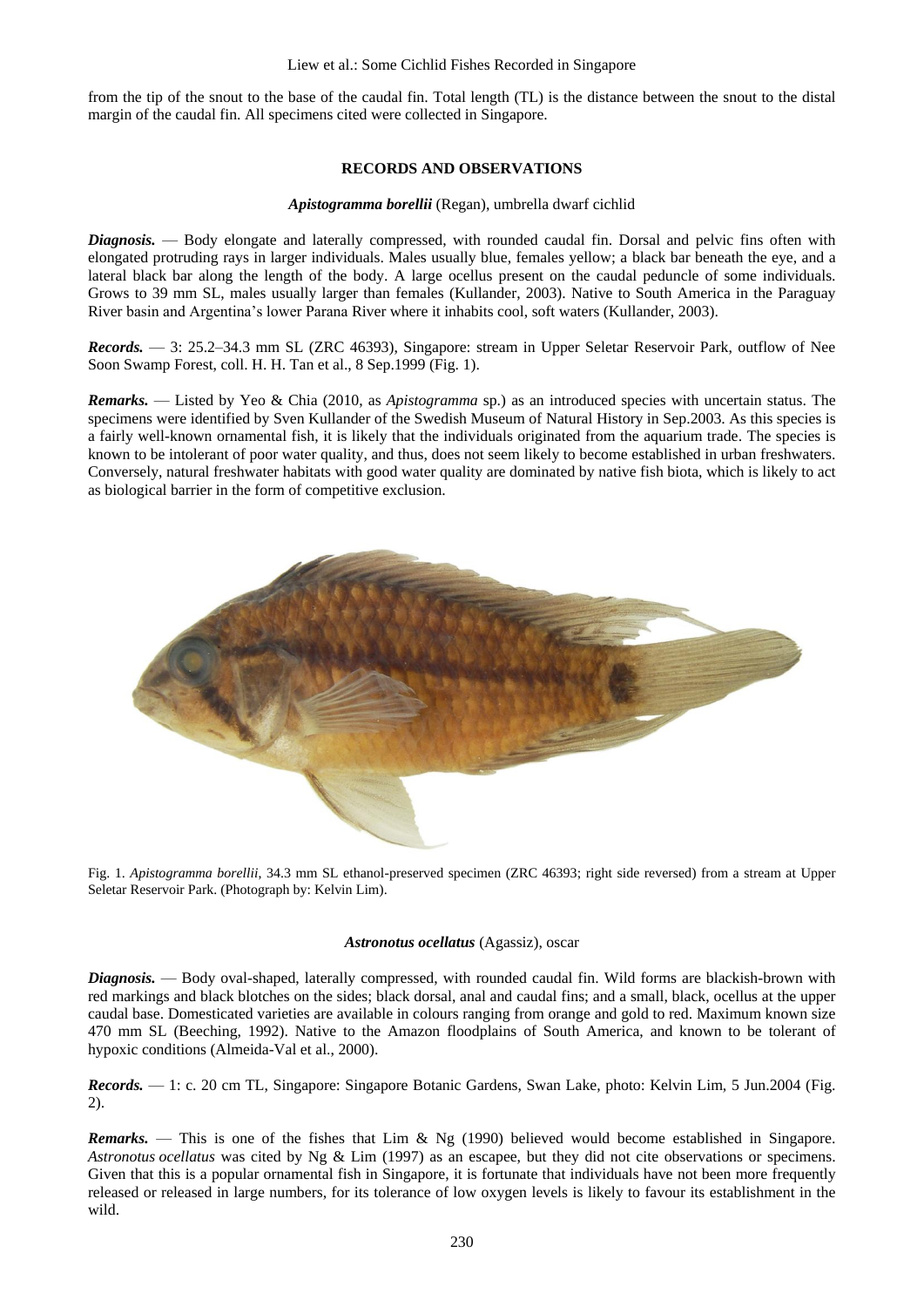from the tip of the snout to the base of the caudal fin. Total length (TL) is the distance between the snout to the distal margin of the caudal fin. All specimens cited were collected in Singapore.

## RECORDS AND OBSERVATIONS

### *Apistogramma borellii* (Regan), umbrella dwarf cichlid

***Diagnosis.*** — Body elongate and laterally compressed, with rounded caudal fin. Dorsal and pelvic fins often with elongated protruding rays in larger individuals. Males usually blue, females yellow; a black bar beneath the eye, and a lateral black bar along the length of the body. A large ocellus present on the caudal peduncle of some individuals. Grows to 39 mm SL, males usually larger than females (Kullander, 2003). Native to South America in the Paraguay River basin and Argentina's lower Parana River where it inhabits cool, soft waters (Kullander, 2003).

***Records.*** — 3: 25.2–34.3 mm SL (ZRC 46393), Singapore: stream in Upper Seletar Reservoir Park, outflow of Nee Soon Swamp Forest, coll. H. H. Tan et al., 8 Sep.1999 (Fig. 1).

***Remarks.*** — Listed by Yeo & Chia (2010, as *Apistogramma* sp.) as an introduced species with uncertain status. The specimens were identified by Sven Kullander of the Swedish Museum of Natural History in Sep.2003. As this species is a fairly well-known ornamental fish, it is likely that the individuals originated from the aquarium trade. The species is known to be intolerant of poor water quality, and thus, does not seem likely to become established in urban freshwaters. Conversely, natural freshwater habitats with good water quality are dominated by native fish biota, which is likely to act as biological barrier in the form of competitive exclusion.

Fig. 1. *Apistogramma borellii*, 34.3 mm SL ethanol-preserved specimen (ZRC 46393; right side reversed) from a stream at Upper Seletar Reservoir Park. (Photograph by: Kelvin Lim).

### *Astronotus ocellatus* (Agassiz), oscar

***Diagnosis.*** — Body oval-shaped, laterally compressed, with rounded caudal fin. Wild forms are blackish-brown with red markings and black blotches on the sides; black dorsal, anal and caudal fins; and a small, black, ocellus at the upper caudal base. Domesticated varieties are available in colours ranging from orange and gold to red. Maximum known size 470 mm SL (Beeching, 1992). Native to the Amazon floodplains of South America, and known to be tolerant of hypoxic conditions (Almeida-Val et al., 2000).

***Records.*** — 1: c. 20 cm TL, Singapore: Singapore Botanic Gardens, Swan Lake, photo: Kelvin Lim, 5 Jun.2004 (Fig. 2).

***Remarks.*** — This is one of the fishes that Lim & Ng (1990) believed would become established in Singapore. *Astronotus ocellatus* was cited by Ng & Lim (1997) as an escapee, but they did not cite observations or specimens. Given that this is a popular ornamental fish in Singapore, it is fortunate that individuals have not been more frequently released or released in large numbers, for its tolerance of low oxygen levels is likely to favour its establishment in the wild.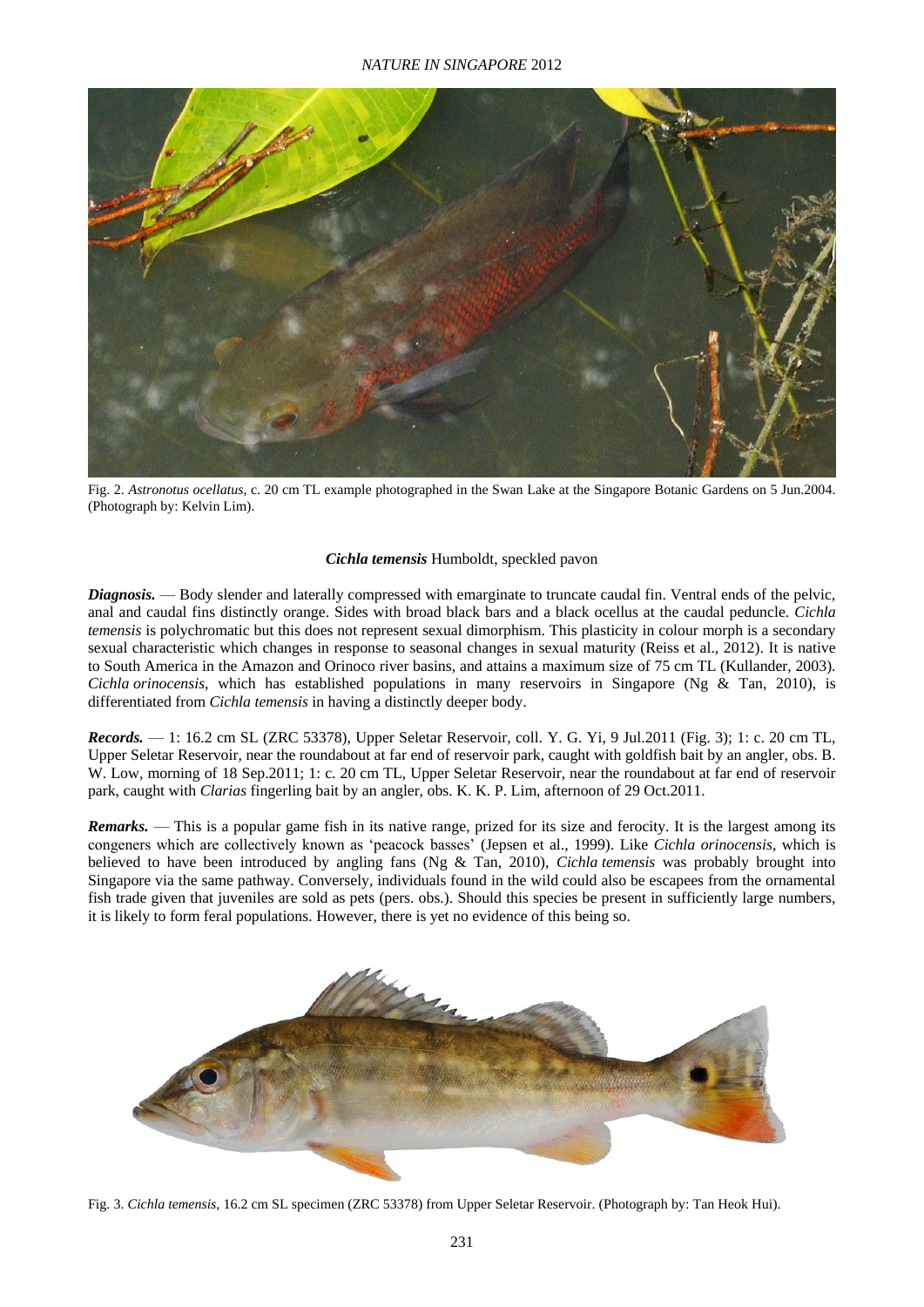Fig. 2. *Astronotus ocellatus*, c. 20 cm TL example photographed in the Swan Lake at the Singapore Botanic Gardens on 5 Jun.2004. (Photograph by: Kelvin Lim).

### *Cichla temensis* Humboldt, speckled pavon

***Diagnosis.*** — Body slender and laterally compressed with emarginate to truncate caudal fin. Ventral ends of the pelvic, anal and caudal fins distinctly orange. Sides with broad black bars and a black ocellus at the caudal peduncle. *Cichla temensis* is polychromatic but this does not represent sexual dimorphism. This plasticity in colour morph is a secondary sexual characteristic which changes in response to seasonal changes in sexual maturity (Reiss et al., 2012). It is native to South America in the Amazon and Orinoco river basins, and attains a maximum size of 75 cm TL (Kullander, 2003). *Cichla orinocensis*, which has established populations in many reservoirs in Singapore (Ng & Tan, 2010), is differentiated from *Cichla temensis* in having a distinctly deeper body.

***Records.*** — 1: 16.2 cm SL (ZRC 53378), Upper Seletar Reservoir, coll. Y. G. Yi, 9 Jul.2011 (Fig. 3); 1: c. 20 cm TL, Upper Seletar Reservoir, near the roundabout at far end of reservoir park, caught with goldfish bait by an angler, obs. B. W. Low, morning of 18 Sep.2011; 1: c. 20 cm TL, Upper Seletar Reservoir, near the roundabout at far end of reservoir park, caught with *Clarias* fingerling bait by an angler, obs. K. K. P. Lim, afternoon of 29 Oct.2011.

***Remarks.*** — This is a popular game fish in its native range, prized for its size and ferocity. It is the largest among its congeners which are collectively known as 'peacock basses' (Jepsen et al., 1999). Like *Cichla orinocensis*, which is believed to have been introduced by angling fans (Ng & Tan, 2010), *Cichla temensis* was probably brought into Singapore via the same pathway. Conversely, individuals found in the wild could also be escapees from the ornamental fish trade given that juveniles are sold as pets (pers. obs.). Should this species be present in sufficiently large numbers, it is likely to form feral populations. However, there is yet no evidence of this being so.

Fig. 3. *Cichla temensis*, 16.2 cm SL specimen (ZRC 53378) from Upper Seletar Reservoir. (Photograph by: Tan Heok Hui).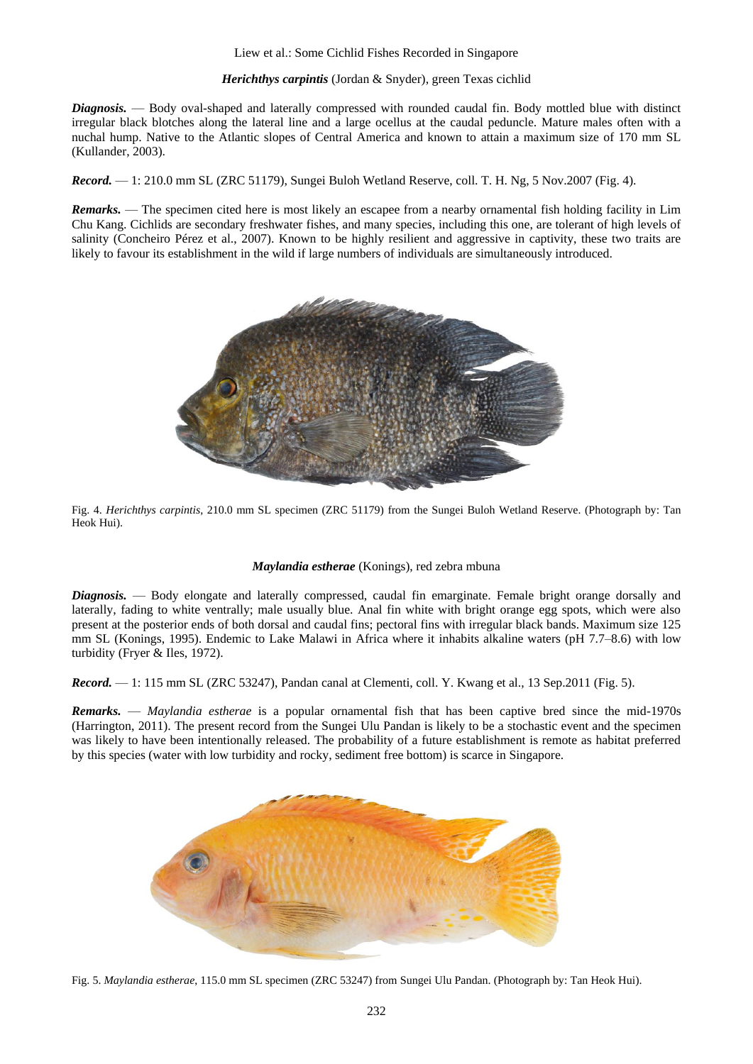***Herichthys carpintis*** (Jordan & Snyder), green Texas cichlid

***Diagnosis.*** — Body oval-shaped and laterally compressed with rounded caudal fin. Body mottled blue with distinct irregular black blotches along the lateral line and a large ocellus at the caudal peduncle. Mature males often with a nuchal hump. Native to the Atlantic slopes of Central America and known to attain a maximum size of 170 mm SL (Kullander, 2003).

***Record.*** — 1: 210.0 mm SL (ZRC 51179), Sungei Buloh Wetland Reserve, coll. T. H. Ng, 5 Nov.2007 (Fig. 4).

***Remarks.*** — The specimen cited here is most likely an escapee from a nearby ornamental fish holding facility in Lim Chu Kang. Cichlids are secondary freshwater fishes, and many species, including this one, are tolerant of high levels of salinity (Concheiro Pérez et al., 2007). Known to be highly resilient and aggressive in captivity, these two traits are likely to favour its establishment in the wild if large numbers of individuals are simultaneously introduced.

Fig. 4. *Herichthys carpintis*, 210.0 mm SL specimen (ZRC 51179) from the Sungei Buloh Wetland Reserve. (Photograph by: Tan Heok Hui).

***Maylandia estherae*** (Konings), red zebra mbuna

***Diagnosis.*** — Body elongate and laterally compressed, caudal fin emarginate. Female bright orange dorsally and laterally, fading to white ventrally; male usually blue. Anal fin white with bright orange egg spots, which were also present at the posterior ends of both dorsal and caudal fins; pectoral fins with irregular black bands. Maximum size 125 mm SL (Konings, 1995). Endemic to Lake Malawi in Africa where it inhabits alkaline waters (pH 7.7–8.6) with low turbidity (Fryer & Iles, 1972).

***Record.*** — 1: 115 mm SL (ZRC 53247), Pandan canal at Clementi, coll. Y. Kwang et al., 13 Sep.2011 (Fig. 5).

***Remarks.*** — *Maylandia estherae* is a popular ornamental fish that has been captive bred since the mid-1970s (Harrington, 2011). The present record from the Sungei Ulu Pandan is likely to be a stochastic event and the specimen was likely to have been intentionally released. The probability of a future establishment is remote as habitat preferred by this species (water with low turbidity and rocky, sediment free bottom) is scarce in Singapore.

Fig. 5. *Maylandia estherae*, 115.0 mm SL specimen (ZRC 53247) from Sungei Ulu Pandan. (Photograph by: Tan Heok Hui).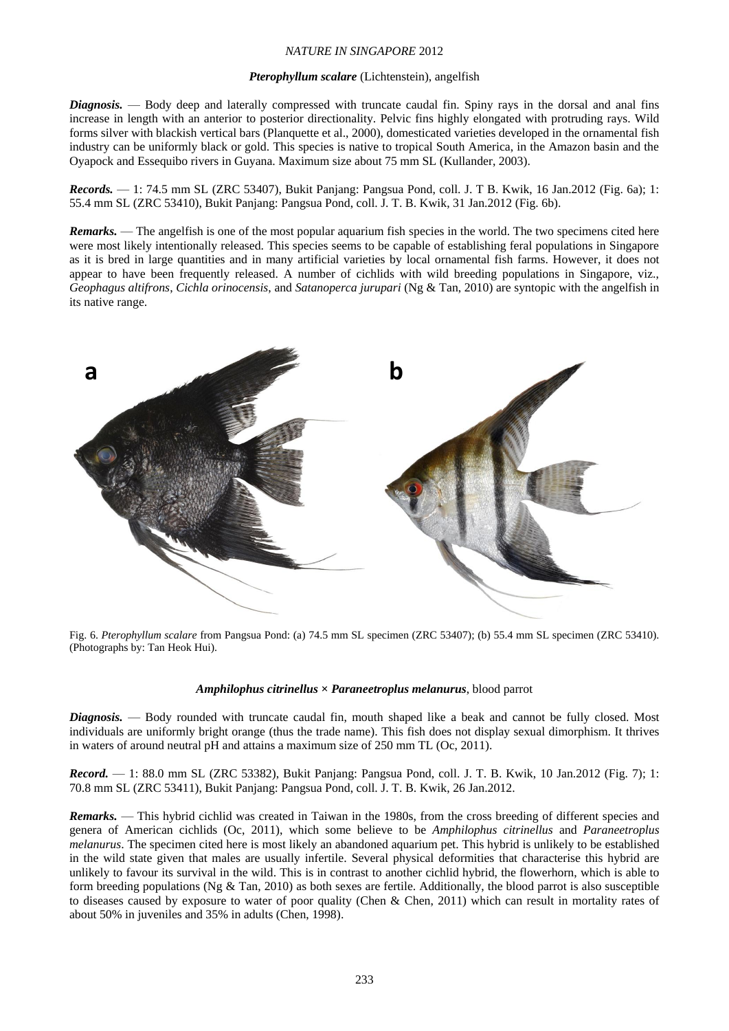### *Pterophyllum scalare* (Lichtenstein), angelfish

***Diagnosis.*** — Body deep and laterally compressed with truncate caudal fin. Spiny rays in the dorsal and anal fins increase in length with an anterior to posterior directionality. Pelvic fins highly elongated with protruding rays. Wild forms silver with blackish vertical bars (Planquette et al., 2000), domesticated varieties developed in the ornamental fish industry can be uniformly black or gold. This species is native to tropical South America, in the Amazon basin and the Oyapock and Essequibo rivers in Guyana. Maximum size about 75 mm SL (Kullander, 2003).

***Records.*** — 1: 74.5 mm SL (ZRC 53407), Bukit Panjang: Pangsua Pond, coll. J. T B. Kwik, 16 Jan.2012 (Fig. 6a); 1: 55.4 mm SL (ZRC 53410), Bukit Panjang: Pangsua Pond, coll. J. T. B. Kwik, 31 Jan.2012 (Fig. 6b).

***Remarks.*** — The angelfish is one of the most popular aquarium fish species in the world. The two specimens cited here were most likely intentionally released. This species seems to be capable of establishing feral populations in Singapore as it is bred in large quantities and in many artificial varieties by local ornamental fish farms. However, it does not appear to have been frequently released. A number of cichlids with wild breeding populations in Singapore, viz., *Geophagus altifrons*, *Cichla orinocensis*, and *Satanoperca jurupari* (Ng & Tan, 2010) are syntopic with the angelfish in its native range.

Fig. 6. *Pterophyllum scalare* from Pangsua Pond: (a) 74.5 mm SL specimen (ZRC 53407); (b) 55.4 mm SL specimen (ZRC 53410). (Photographs by: Tan Heok Hui).

### *Amphilophus citrinellus* × *Paraneetroplus melanurus*, blood parrot

***Diagnosis.*** — Body rounded with truncate caudal fin, mouth shaped like a beak and cannot be fully closed. Most individuals are uniformly bright orange (thus the trade name). This fish does not display sexual dimorphism. It thrives in waters of around neutral pH and attains a maximum size of 250 mm TL (Oc, 2011).

***Record.*** — 1: 88.0 mm SL (ZRC 53382), Bukit Panjang: Pangsua Pond, coll. J. T. B. Kwik, 10 Jan.2012 (Fig. 7); 1: 70.8 mm SL (ZRC 53411), Bukit Panjang: Pangsua Pond, coll. J. T. B. Kwik, 26 Jan.2012.

***Remarks.*** — This hybrid cichlid was created in Taiwan in the 1980s, from the cross breeding of different species and genera of American cichlids (Oc, 2011), which some believe to be *Amphilophus citrinellus* and *Paraneetroplus melanurus*. The specimen cited here is most likely an abandoned aquarium pet. This hybrid is unlikely to be established in the wild state given that males are usually infertile. Several physical deformities that characterise this hybrid are unlikely to favour its survival in the wild. This is in contrast to another cichlid hybrid, the flowerhorn, which is able to form breeding populations (Ng & Tan, 2010) as both sexes are fertile. Additionally, the blood parrot is also susceptible to diseases caused by exposure to water of poor quality (Chen & Chen, 2011) which can result in mortality rates of about 50% in juveniles and 35% in adults (Chen, 1998).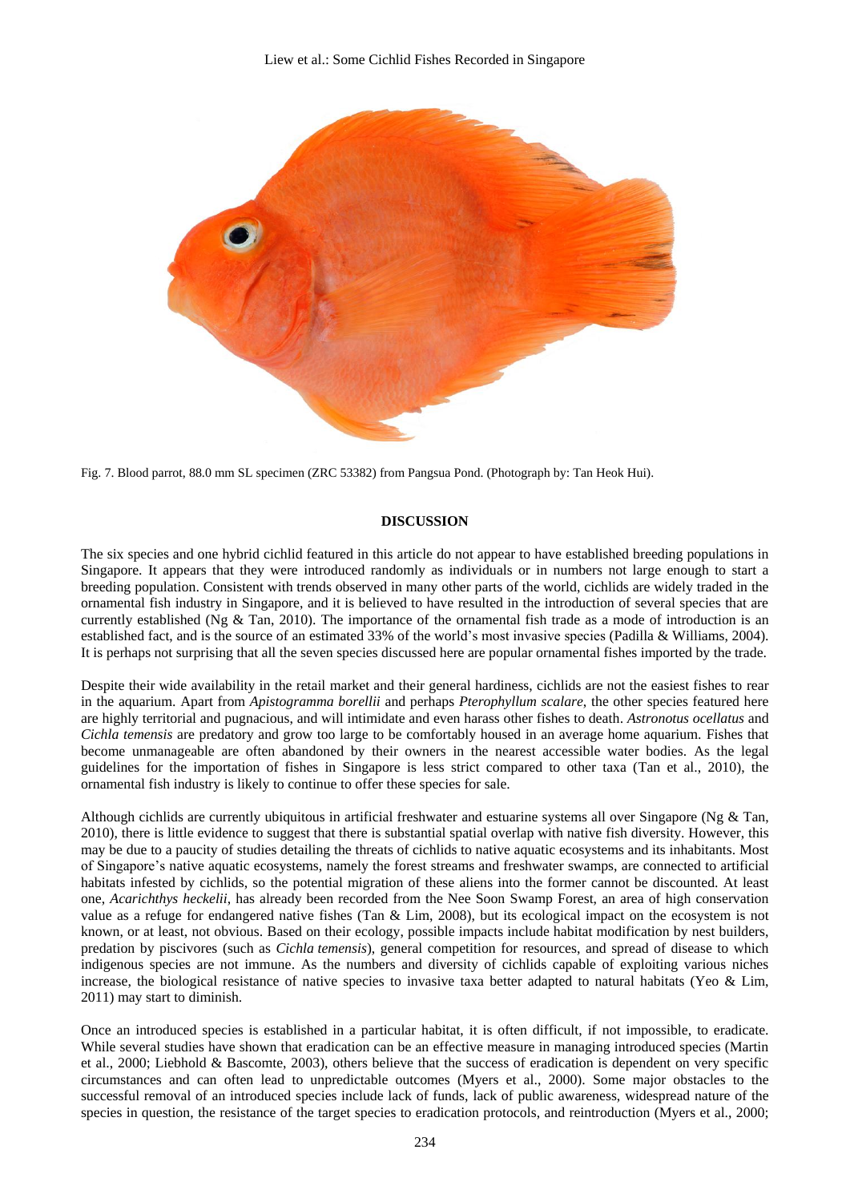Fig. 7. Blood parrot, 88.0 mm SL specimen (ZRC 53382) from Pangsua Pond. (Photograph by: Tan Heok Hui).

## DISCUSSION

The six species and one hybrid cichlid featured in this article do not appear to have established breeding populations in Singapore. It appears that they were introduced randomly as individuals or in numbers not large enough to start a breeding population. Consistent with trends observed in many other parts of the world, cichlids are widely traded in the ornamental fish industry in Singapore, and it is believed to have resulted in the introduction of several species that are currently established (Ng & Tan, 2010). The importance of the ornamental fish trade as a mode of introduction is an established fact, and is the source of an estimated 33% of the world's most invasive species (Padilla & Williams, 2004). It is perhaps not surprising that all the seven species discussed here are popular ornamental fishes imported by the trade.

Despite their wide availability in the retail market and their general hardiness, cichlids are not the easiest fishes to rear in the aquarium. Apart from *Apistogramma borellii* and perhaps *Pterophyllum scalare*, the other species featured here are highly territorial and pugnacious, and will intimidate and even harass other fishes to death. *Astronotus ocellatus* and *Cichla temensis* are predatory and grow too large to be comfortably housed in an average home aquarium. Fishes that become unmanageable are often abandoned by their owners in the nearest accessible water bodies. As the legal guidelines for the importation of fishes in Singapore is less strict compared to other taxa (Tan et al., 2010), the ornamental fish industry is likely to continue to offer these species for sale.

Although cichlids are currently ubiquitous in artificial freshwater and estuarine systems all over Singapore (Ng & Tan, 2010), there is little evidence to suggest that there is substantial spatial overlap with native fish diversity. However, this may be due to a paucity of studies detailing the threats of cichlids to native aquatic ecosystems and its inhabitants. Most of Singapore's native aquatic ecosystems, namely the forest streams and freshwater swamps, are connected to artificial habitats infested by cichlids, so the potential migration of these aliens into the former cannot be discounted. At least one, *Acarichthys heckelii*, has already been recorded from the Nee Soon Swamp Forest, an area of high conservation value as a refuge for endangered native fishes (Tan & Lim, 2008), but its ecological impact on the ecosystem is not known, or at least, not obvious. Based on their ecology, possible impacts include habitat modification by nest builders, predation by piscivores (such as *Cichla temensis*), general competition for resources, and spread of disease to which indigenous species are not immune. As the numbers and diversity of cichlids capable of exploiting various niches increase, the biological resistance of native species to invasive taxa better adapted to natural habitats (Yeo & Lim, 2011) may start to diminish.

Once an introduced species is established in a particular habitat, it is often difficult, if not impossible, to eradicate. While several studies have shown that eradication can be an effective measure in managing introduced species (Martin et al., 2000; Liebhold & Bascomte, 2003), others believe that the success of eradication is dependent on very specific circumstances and can often lead to unpredictable outcomes (Myers et al., 2000). Some major obstacles to the successful removal of an introduced species include lack of funds, lack of public awareness, widespread nature of the species in question, the resistance of the target species to eradication protocols, and reintroduction (Myers et al., 2000;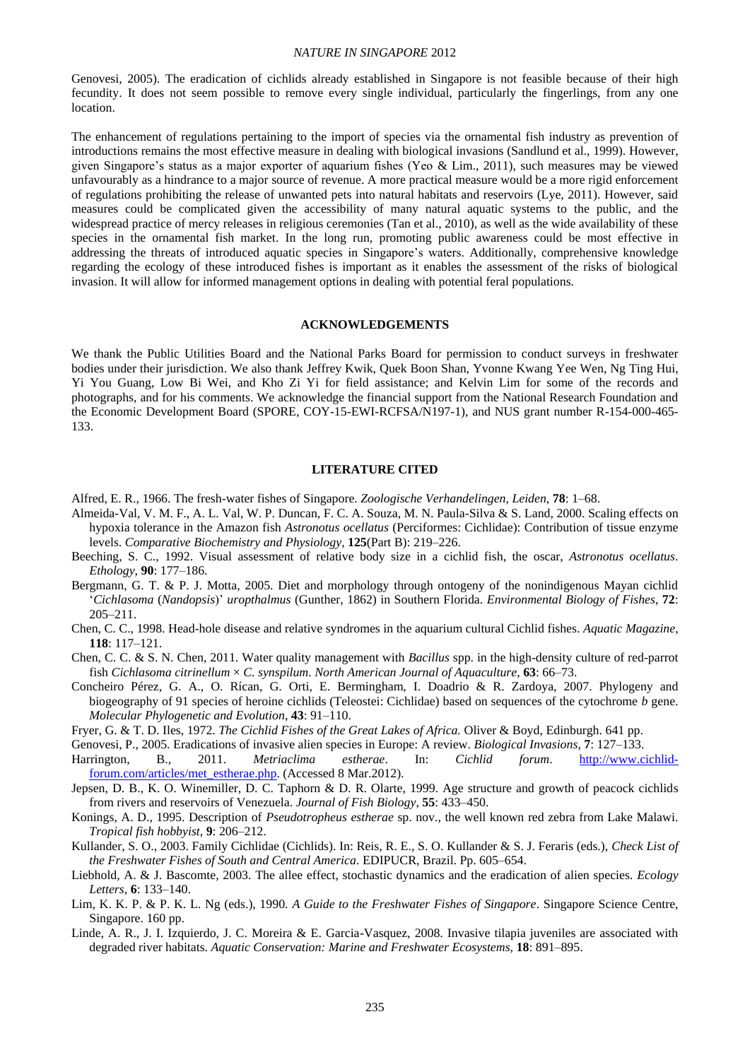Genovesi, 2005). The eradication of cichlids already established in Singapore is not feasible because of their high fecundity. It does not seem possible to remove every single individual, particularly the fingerlings, from any one location.

The enhancement of regulations pertaining to the import of species via the ornamental fish industry as prevention of introductions remains the most effective measure in dealing with biological invasions (Sandlund et al., 1999). However, given Singapore's status as a major exporter of aquarium fishes (Yeo & Lim., 2011), such measures may be viewed unfavourably as a hindrance to a major source of revenue. A more practical measure would be a more rigid enforcement of regulations prohibiting the release of unwanted pets into natural habitats and reservoirs (Lye, 2011). However, said measures could be complicated given the accessibility of many natural aquatic systems to the public, and the widespread practice of mercy releases in religious ceremonies (Tan et al., 2010), as well as the wide availability of these species in the ornamental fish market. In the long run, promoting public awareness could be most effective in addressing the threats of introduced aquatic species in Singapore's waters. Additionally, comprehensive knowledge regarding the ecology of these introduced fishes is important as it enables the assessment of the risks of biological invasion. It will allow for informed management options in dealing with potential feral populations.

## ACKNOWLEDGEMENTS

We thank the Public Utilities Board and the National Parks Board for permission to conduct surveys in freshwater bodies under their jurisdiction. We also thank Jeffrey Kwik, Quek Boon Shan, Yvonne Kwang Yee Wen, Ng Ting Hui, Yi You Guang, Low Bi Wei, and Kho Zi Yi for field assistance; and Kelvin Lim for some of the records and photographs, and for his comments. We acknowledge the financial support from the National Research Foundation and the Economic Development Board (SPORE, COY-15-EWI-RCFSA/N197-1), and NUS grant number R-154-000-465-133.

## LITERATURE CITED

Alfred, E. R., 1966. The fresh-water fishes of Singapore. *Zoologische Verhandelingen, Leiden*, **78**: 1–68.

Almeida-Val, V. M. F., A. L. Val, W. P. Duncan, F. C. A. Souza, M. N. Paula-Silva & S. Land, 2000. Scaling effects on hypoxia tolerance in the Amazon fish *Astronotus ocellatus* (Perciformes: Cichlidae): Contribution of tissue enzyme levels. *Comparative Biochemistry and Physiology*, **125**(Part B): 219–226.

Beeching, S. C., 1992. Visual assessment of relative body size in a cichlid fish, the oscar, *Astronotus ocellatus*. *Ethology*, **90**: 177–186.

Bergmann, G. T. & P. J. Motta, 2005. Diet and morphology through ontogeny of the nonindigenous Mayan cichlid '*Cichlasoma* (*Nandopsis*)' *uropthalmus* (Gunther, 1862) in Southern Florida. *Environmental Biology of Fishes*, **72**: 205–211.

Chen, C. C., 1998. Head-hole disease and relative syndromes in the aquarium cultural Cichlid fishes. *Aquatic Magazine*, **118**: 117–121.

Chen, C. C. & S. N. Chen, 2011. Water quality management with *Bacillus* spp. in the high-density culture of red-parrot fish *Cichlasoma citrinellum* × *C. synspilum*. *North American Journal of Aquaculture*, **63**: 66–73.

Concheiro Pérez, G. A., O. Rícan, G. Orti, E. Bermingham, I. Doadrio & R. Zardoya, 2007. Phylogeny and biogeography of 91 species of heroine cichlids (Teleostei: Cichlidae) based on sequences of the cytochrome *b* gene. *Molecular Phylogenetic and Evolution*, **43**: 91–110.

Fryer, G. & T. D. Iles, 1972. *The Cichlid Fishes of the Great Lakes of Africa.* Oliver & Boyd, Edinburgh. 641 pp.

Genovesi, P., 2005. Eradications of invasive alien species in Europe: A review. *Biological Invasions*, **7**: 127–133.

Harrington, B., 2011. *Metriaclima estherae*. In: *Cichlid forum*. http://www.cichlid-forum.com/articles/met_estherae.php. (Accessed 8 Mar.2012).

Jepsen, D. B., K. O. Winemiller, D. C. Taphorn & D. R. Olarte, 1999. Age structure and growth of peacock cichlids from rivers and reservoirs of Venezuela. *Journal of Fish Biology*, **55**: 433–450.

Konings, A. D., 1995. Description of *Pseudotropheus estherae* sp. nov., the well known red zebra from Lake Malawi. *Tropical fish hobbyist*, **9**: 206–212.

Kullander, S. O., 2003. Family Cichlidae (Cichlids). In: Reis, R. E., S. O. Kullander & S. J. Feraris (eds.), *Check List of the Freshwater Fishes of South and Central America*. EDIPUCR, Brazil. Pp. 605–654.

Liebhold, A. & J. Bascomte, 2003. The allee effect, stochastic dynamics and the eradication of alien species. *Ecology Letters*, **6**: 133–140.

Lim, K. K. P. & P. K. L. Ng (eds.), 1990. *A Guide to the Freshwater Fishes of Singapore*. Singapore Science Centre, Singapore. 160 pp.

Linde, A. R., J. I. Izquierdo, J. C. Moreira & E. Garcia-Vasquez, 2008. Invasive tilapia juveniles are associated with degraded river habitats. *Aquatic Conservation: Marine and Freshwater Ecosystems*, **18**: 891–895.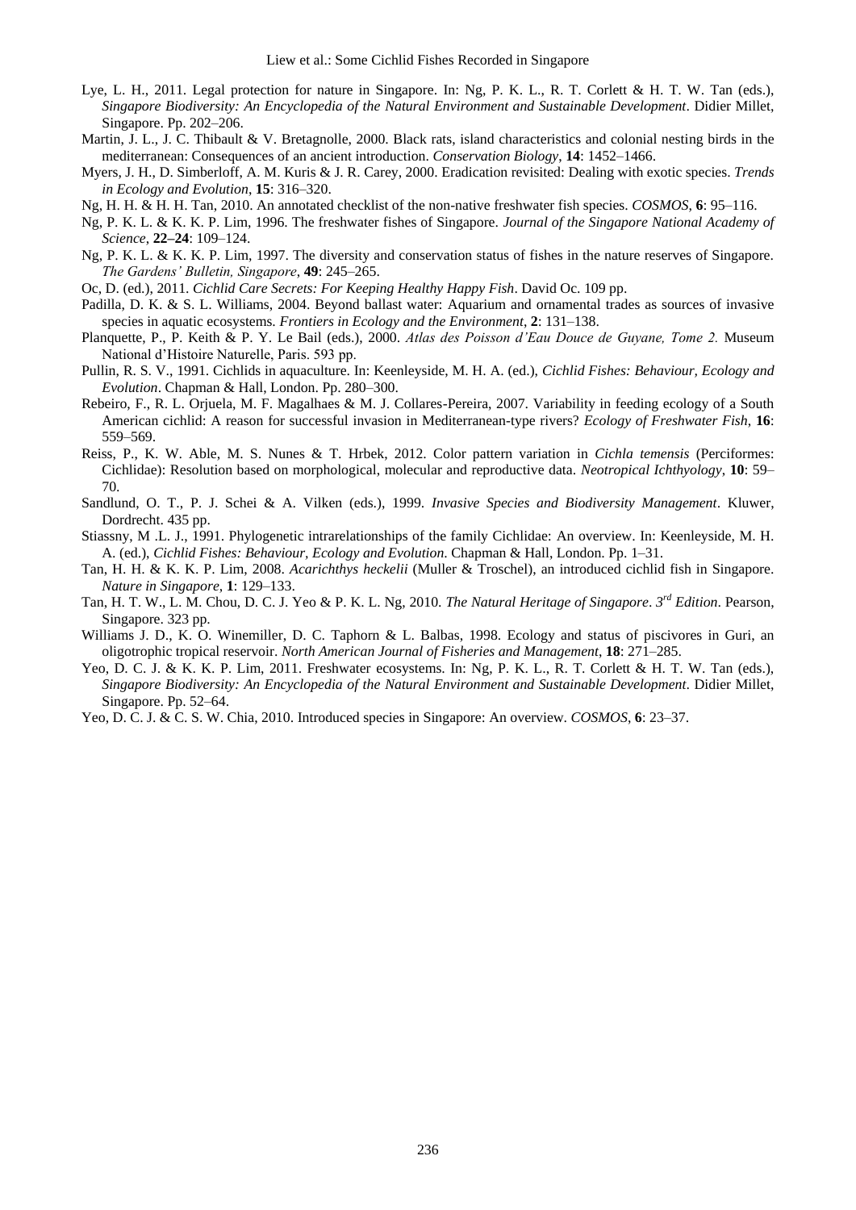Lye, L. H., 2011. Legal protection for nature in Singapore. In: Ng, P. K. L., R. T. Corlett & H. T. W. Tan (eds.), *Singapore Biodiversity: An Encyclopedia of the Natural Environment and Sustainable Development*. Didier Millet, Singapore. Pp. 202–206.

Martin, J. L., J. C. Thibault & V. Bretagnolle, 2000. Black rats, island characteristics and colonial nesting birds in the mediterranean: Consequences of an ancient introduction. *Conservation Biology*, **14**: 1452–1466.

Myers, J. H., D. Simberloff, A. M. Kuris & J. R. Carey, 2000. Eradication revisited: Dealing with exotic species. *Trends in Ecology and Evolution*, **15**: 316–320.

Ng, H. H. & H. H. Tan, 2010. An annotated checklist of the non-native freshwater fish species. *COSMOS*, **6**: 95–116.

Ng, P. K. L. & K. K. P. Lim, 1996. The freshwater fishes of Singapore. *Journal of the Singapore National Academy of Science*, **22–24**: 109–124.

Ng, P. K. L. & K. K. P. Lim, 1997. The diversity and conservation status of fishes in the nature reserves of Singapore. *The Gardens' Bulletin, Singapore*, **49**: 245–265.

Oc, D. (ed.), 2011. *Cichlid Care Secrets: For Keeping Healthy Happy Fish*. David Oc. 109 pp.

Padilla, D. K. & S. L. Williams, 2004. Beyond ballast water: Aquarium and ornamental trades as sources of invasive species in aquatic ecosystems. *Frontiers in Ecology and the Environment*, **2**: 131–138.

Planquette, P., P. Keith & P. Y. Le Bail (eds.), 2000. *Atlas des Poisson d'Eau Douce de Guyane, Tome 2.* Museum National d'Histoire Naturelle, Paris. 593 pp.

Pullin, R. S. V., 1991. Cichlids in aquaculture. In: Keenleyside, M. H. A. (ed.), *Cichlid Fishes: Behaviour, Ecology and Evolution*. Chapman & Hall, London. Pp. 280–300.

Rebeiro, F., R. L. Orjuela, M. F. Magalhaes & M. J. Collares-Pereira, 2007. Variability in feeding ecology of a South American cichlid: A reason for successful invasion in Mediterranean-type rivers? *Ecology of Freshwater Fish*, **16**: 559–569.

Reiss, P., K. W. Able, M. S. Nunes & T. Hrbek, 2012. Color pattern variation in *Cichla temensis* (Perciformes: Cichlidae): Resolution based on morphological, molecular and reproductive data. *Neotropical Ichthyology*, **10**: 59–70.

Sandlund, O. T., P. J. Schei & A. Vilken (eds.), 1999. *Invasive Species and Biodiversity Management*. Kluwer, Dordrecht. 435 pp.

Stiassny, M .L. J., 1991. Phylogenetic intrarelationships of the family Cichlidae: An overview. In: Keenleyside, M. H. A. (ed.), *Cichlid Fishes: Behaviour, Ecology and Evolution*. Chapman & Hall, London. Pp. 1–31.

Tan, H. H. & K. K. P. Lim, 2008. *Acarichthys heckelii* (Muller & Troschel), an introduced cichlid fish in Singapore. *Nature in Singapore*, **1**: 129–133.

Tan, H. T. W., L. M. Chou, D. C. J. Yeo & P. K. L. Ng, 2010. *The Natural Heritage of Singapore*. *3rd Edition*. Pearson, Singapore. 323 pp.

Williams J. D., K. O. Winemiller, D. C. Taphorn & L. Balbas, 1998. Ecology and status of piscivores in Guri, an oligotrophic tropical reservoir. *North American Journal of Fisheries and Management*, **18**: 271–285.

Yeo, D. C. J. & K. K. P. Lim, 2011. Freshwater ecosystems. In: Ng, P. K. L., R. T. Corlett & H. T. W. Tan (eds.), *Singapore Biodiversity: An Encyclopedia of the Natural Environment and Sustainable Development*. Didier Millet, Singapore. Pp. 52–64.

Yeo, D. C. J. & C. S. W. Chia, 2010. Introduced species in Singapore: An overview. *COSMOS*, **6**: 23–37.